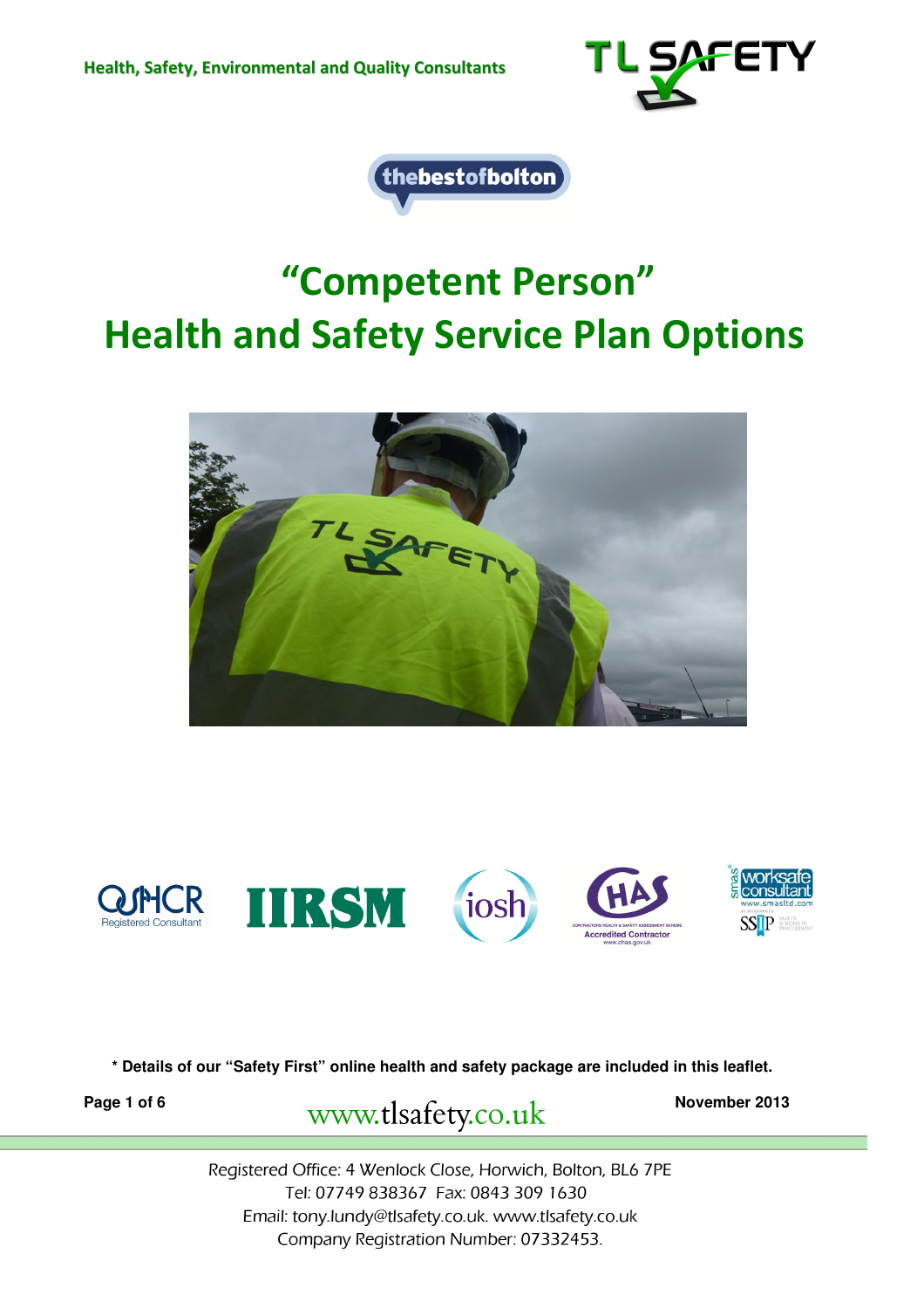Health, Safety, Environmental and Quality Consultants

# "Competent Person" Health and Safety Service Plan Options

**\* Details of our "Safety First" online health and safety package are included in this leaflet.**

**November 2013**

www.tlsafety.co.uk

Registered Office: 4 Wenlock Close, Horwich, Bolton, BL6 7PE
Tel: 07749 838367 Fax: 0843 309 1630
Email: tony.lundy@tlsafety.co.uk. www.tlsafety.co.uk
Company Registration Number: 07332453.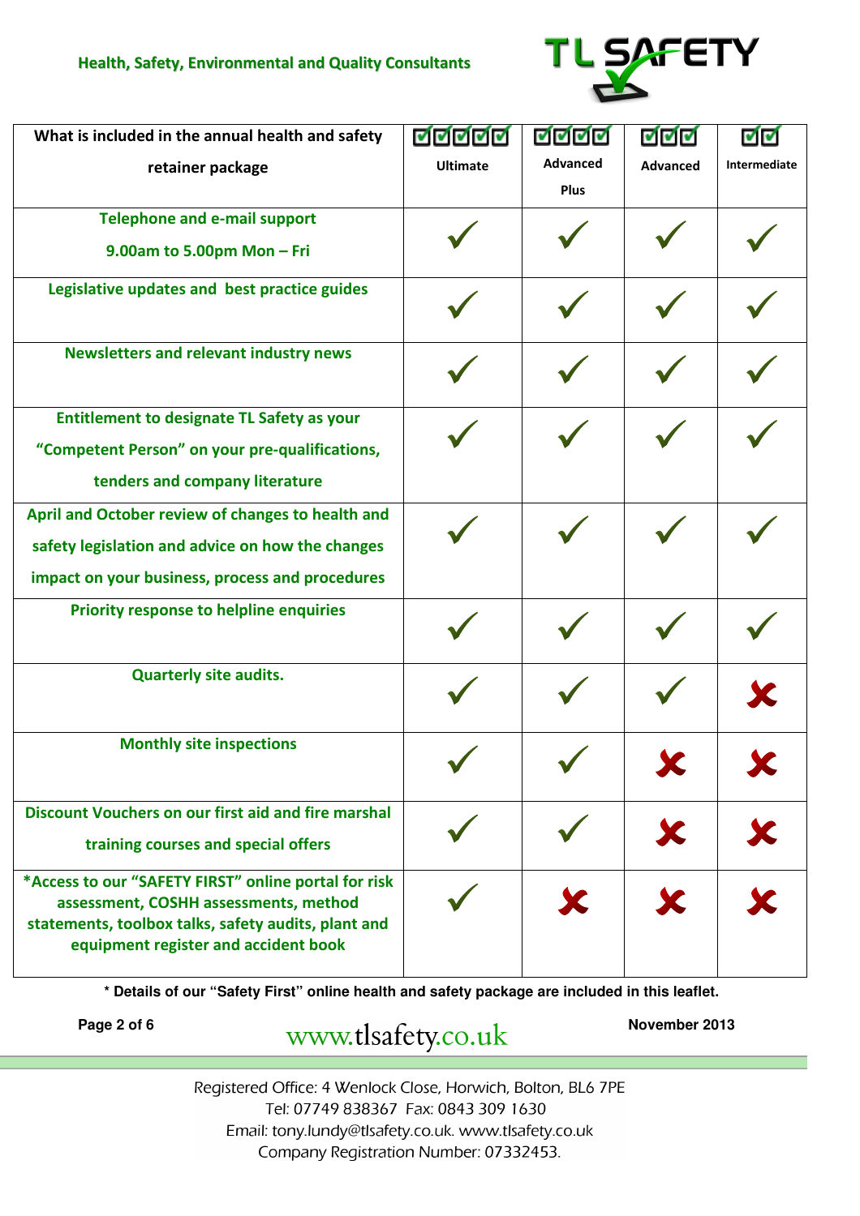Health, Safety, Environmental and Quality Consultants

TL SAFETY

| What is included in the annual health and safety retainer package | Ultimate | Advanced Plus | Advanced | Intermediate |
|---|---|---|---|---|
| Telephone and e-mail support 9.00am to 5.00pm Mon – Fri | ✓ | ✓ | ✓ | ✓ |
| Legislative updates and best practice guides | ✓ | ✓ | ✓ | ✓ |
| Newsletters and relevant industry news | ✓ | ✓ | ✓ | ✓ |
| Entitlement to designate TL Safety as your "Competent Person" on your pre-qualifications, tenders and company literature | ✓ | ✓ | ✓ | ✓ |
| April and October review of changes to health and safety legislation and advice on how the changes impact on your business, process and procedures | ✓ | ✓ | ✓ | ✓ |
| Priority response to helpline enquiries | ✓ | ✓ | ✓ | ✓ |
| Quarterly site audits. | ✓ | ✓ | ✓ | ✗ |
| Monthly site inspections | ✓ | ✓ | ✗ | ✗ |
| Discount Vouchers on our first aid and fire marshal training courses and special offers | ✓ | ✓ | ✗ | ✗ |
| *Access to our "SAFETY FIRST" online portal for risk assessment, COSHH assessments, method statements, toolbox talks, safety audits, plant and equipment register and accident book | ✓ | ✗ | ✗ | ✗ |

**\* Details of our "Safety First" online health and safety package are included in this leaflet.**

www.tlsafety.co.uk

**November 2013**

Registered Office: 4 Wenlock Close, Horwich, Bolton, BL6 7PE
Tel: 07749 838367 Fax: 0843 309 1630
Email: tony.lundy@tlsafety.co.uk. www.tlsafety.co.uk
Company Registration Number: 07332453.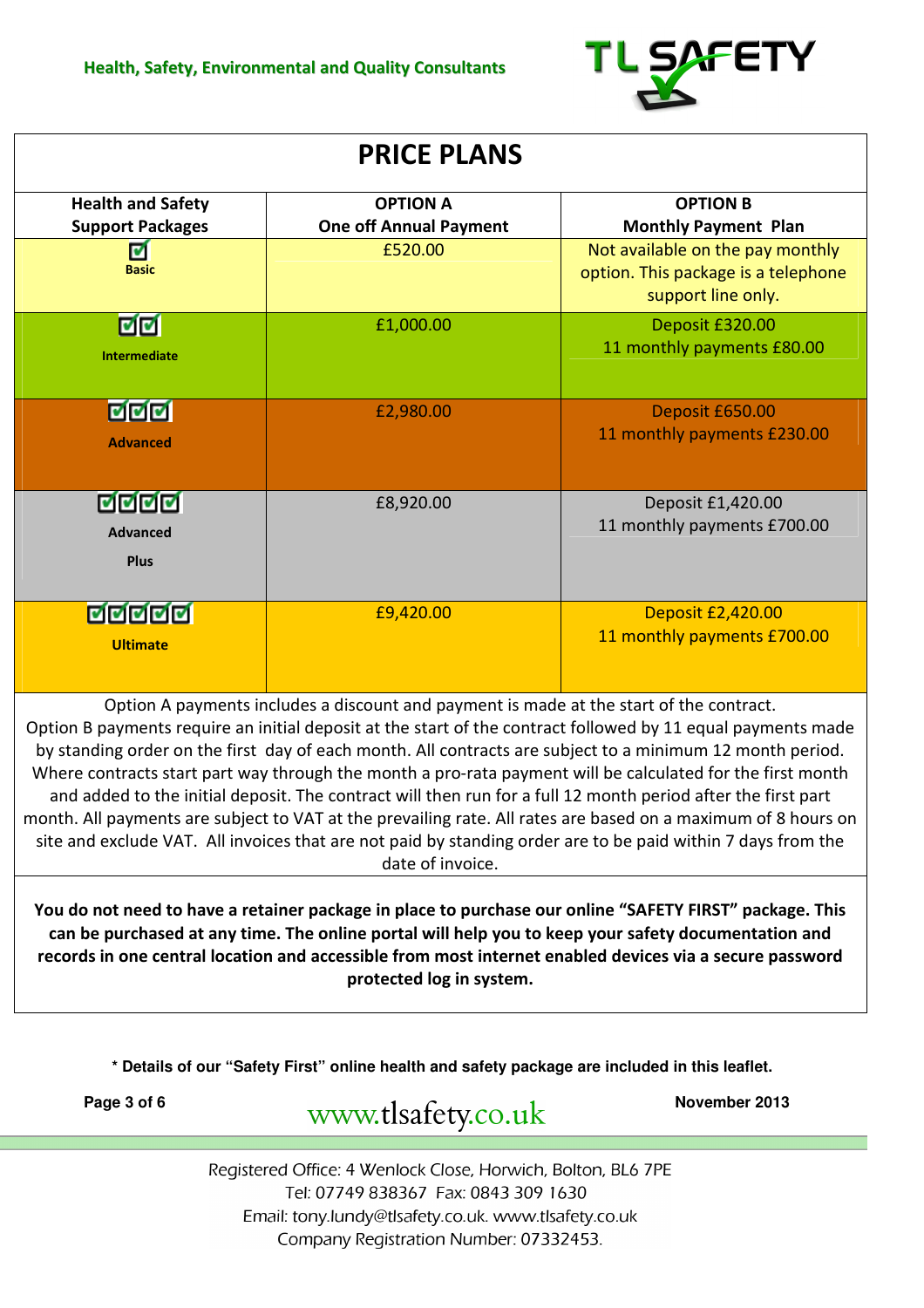**Health, Safety, Environmental and Quality Consultants**

TL SAFETY

# PRICE PLANS

| Health and Safety Support Packages | OPTION A One off Annual Payment | OPTION B Monthly Payment Plan |
|---|---|---|
| ☑ Basic | £520.00 | Not available on the pay monthly option. This package is a telephone support line only. |
| ☑☑ Intermediate | £1,000.00 | Deposit £320.00 11 monthly payments £80.00 |
| ☑☑☑ Advanced | £2,980.00 | Deposit £650.00 11 monthly payments £230.00 |
| ☑☑☑☑ Advanced Plus | £8,920.00 | Deposit £1,420.00 11 monthly payments £700.00 |
| ☑☑☑☑☑ Ultimate | £9,420.00 | Deposit £2,420.00 11 monthly payments £700.00 |

Option A payments includes a discount and payment is made at the start of the contract. Option B payments require an initial deposit at the start of the contract followed by 11 equal payments made by standing order on the first day of each month. All contracts are subject to a minimum 12 month period. Where contracts start part way through the month a pro-rata payment will be calculated for the first month and added to the initial deposit. The contract will then run for a full 12 month period after the first part month. All payments are subject to VAT at the prevailing rate. All rates are based on a maximum of 8 hours on site and exclude VAT. All invoices that are not paid by standing order are to be paid within 7 days from the date of invoice.

**You do not need to have a retainer package in place to purchase our online "SAFETY FIRST" package. This can be purchased at any time. The online portal will help you to keep your safety documentation and records in one central location and accessible from most internet enabled devices via a secure password protected log in system.**

**\* Details of our "Safety First" online health and safety package are included in this leaflet.**

www.tlsafety.co.uk

**November 2013**

Registered Office: 4 Wenlock Close, Horwich, Bolton, BL6 7PE
Tel: 07749 838367 Fax: 0843 309 1630
Email: tony.lundy@tlsafety.co.uk. www.tlsafety.co.uk
Company Registration Number: 07332453.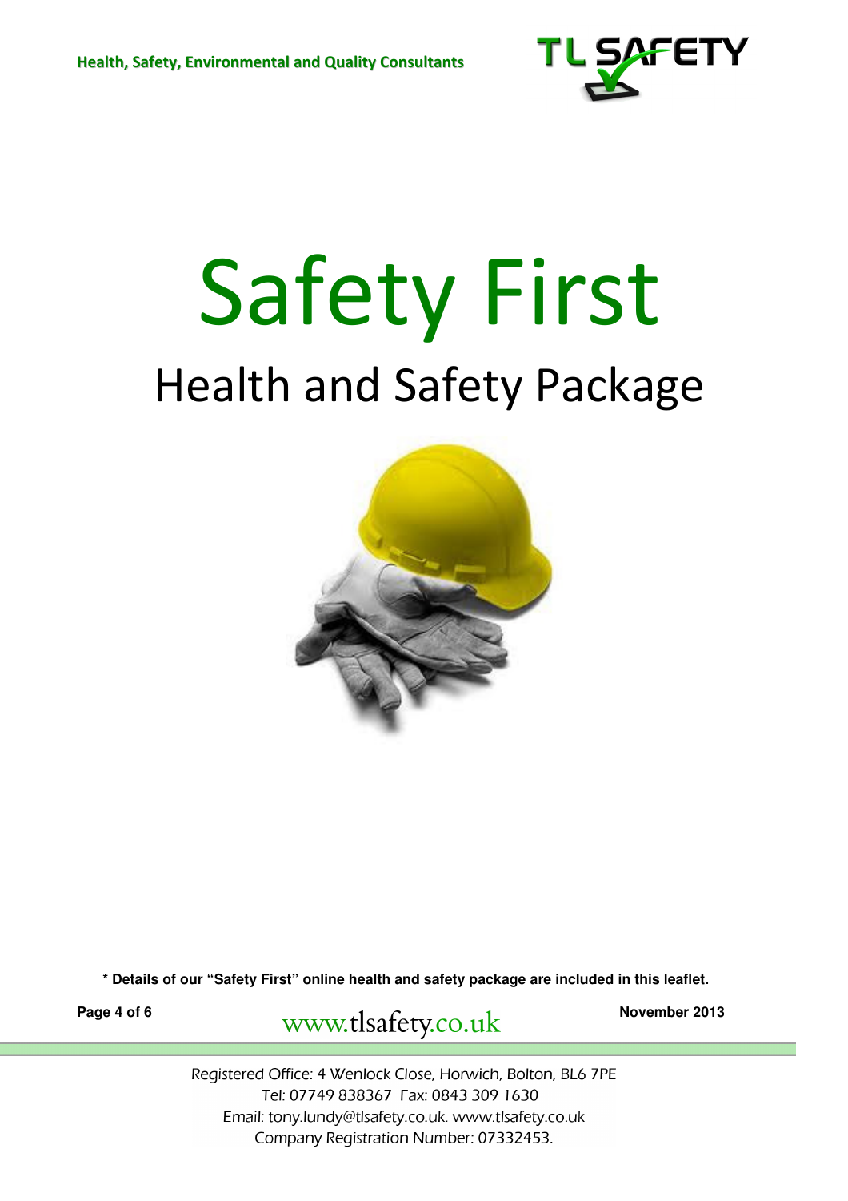# Safety First

## Health and Safety Package

**\* Details of our "Safety First" online health and safety package are included in this leaflet.**

Registered Office: 4 Wenlock Close, Horwich, Bolton, BL6 7PE
Tel: 07749 838367 Fax: 0843 309 1630
Email: tony.lundy@tlsafety.co.uk. www.tlsafety.co.uk
Company Registration Number: 07332453.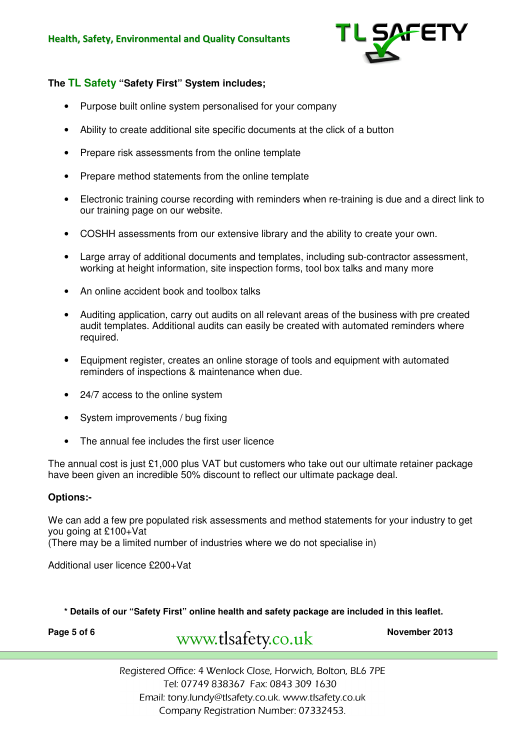**The TL Safety "Safety First" System includes;**

- Purpose built online system personalised for your company
- Ability to create additional site specific documents at the click of a button
- Prepare risk assessments from the online template
- Prepare method statements from the online template
- Electronic training course recording with reminders when re-training is due and a direct link to our training page on our website.
- COSHH assessments from our extensive library and the ability to create your own.
- Large array of additional documents and templates, including sub-contractor assessment, working at height information, site inspection forms, tool box talks and many more
- An online accident book and toolbox talks
- Auditing application, carry out audits on all relevant areas of the business with pre created audit templates. Additional audits can easily be created with automated reminders where required.
- Equipment register, creates an online storage of tools and equipment with automated reminders of inspections & maintenance when due.
- 24/7 access to the online system
- System improvements / bug fixing
- The annual fee includes the first user licence

The annual cost is just £1,000 plus VAT but customers who take out our ultimate retainer package have been given an incredible 50% discount to reflect our ultimate package deal.

**Options:-**

We can add a few pre populated risk assessments and method statements for your industry to get you going at £100+Vat
(There may be a limited number of industries where we do not specialise in)

Additional user licence £200+Vat

**\* Details of our "Safety First" online health and safety package are included in this leaflet.**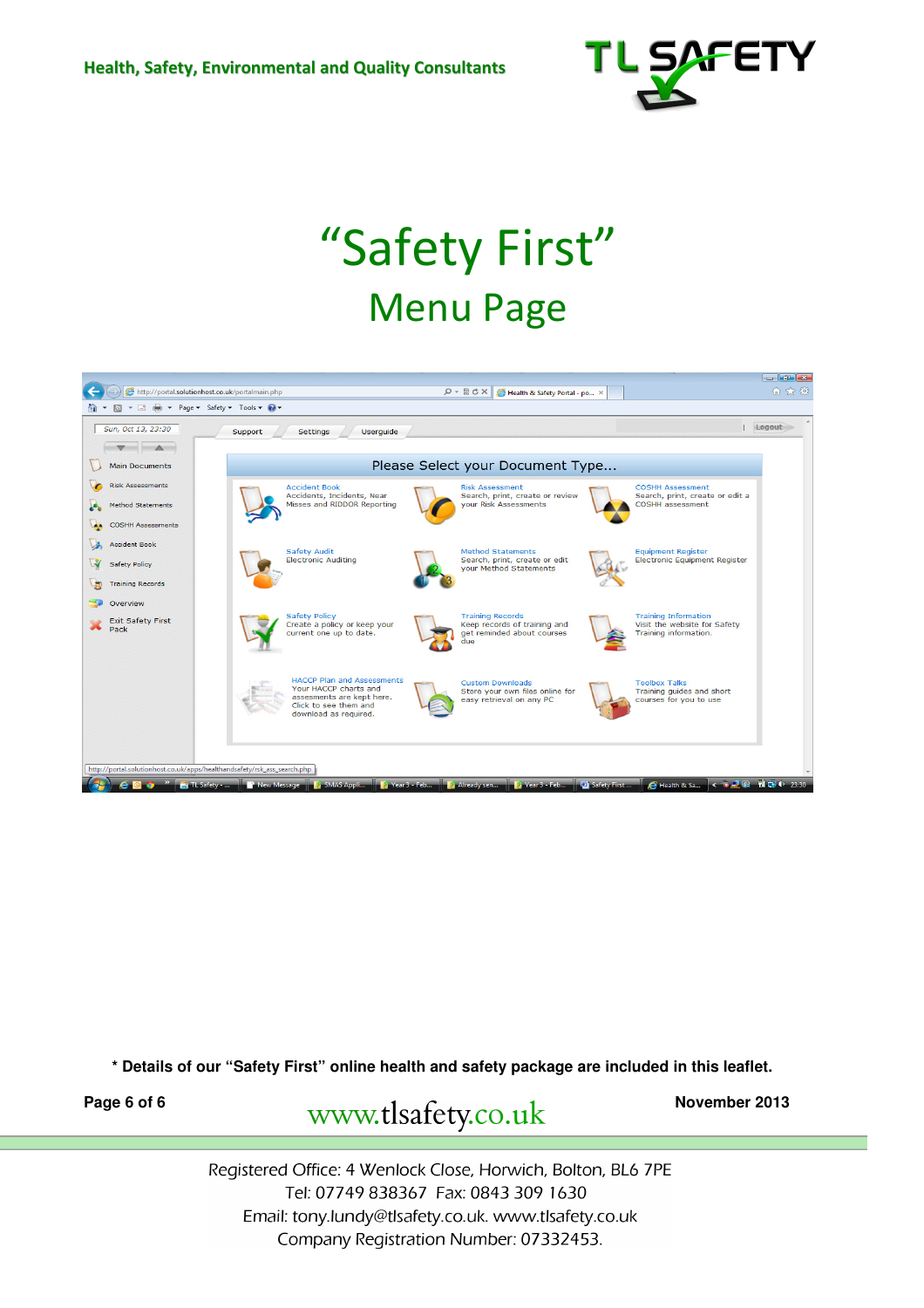# "Safety First"

## Menu Page

Please Select your Document Type...

Accident Book
Accidents, Incidents, Near Misses and RIDDOR Reporting

Risk Assessment
Search, print, create or review your Risk Assessments

COSHH Assessment
Search, print, create or edit a COSHH assessment

Safety Audit
Electronic Auditing

Method Statements
Search, print, create or edit your Method Statements

Equipment Register
Electronic Equipment Register

Safety Policy
Create a policy or keep your current one up to date.

Training Records
Keep records of training and get reminded about courses due

Training Information
Visit the website for Safety Training information.

HACCP Plan and Assessments
Your HACCP charts and assessments are kept here. Click to see them and download as required.

Custom Downloads
Store your own files online for easy retrieval on any PC

Toolbox Talks
Training guides and short courses for you to use

**\* Details of our "Safety First" online health and safety package are included in this leaflet.**

**November 2013**

Registered Office: 4 Wenlock Close, Horwich, Bolton, BL6 7PE
Tel: 07749 838367 Fax: 0843 309 1630
Email: tony.lundy@tlsafety.co.uk. www.tlsafety.co.uk
Company Registration Number: 07332453.